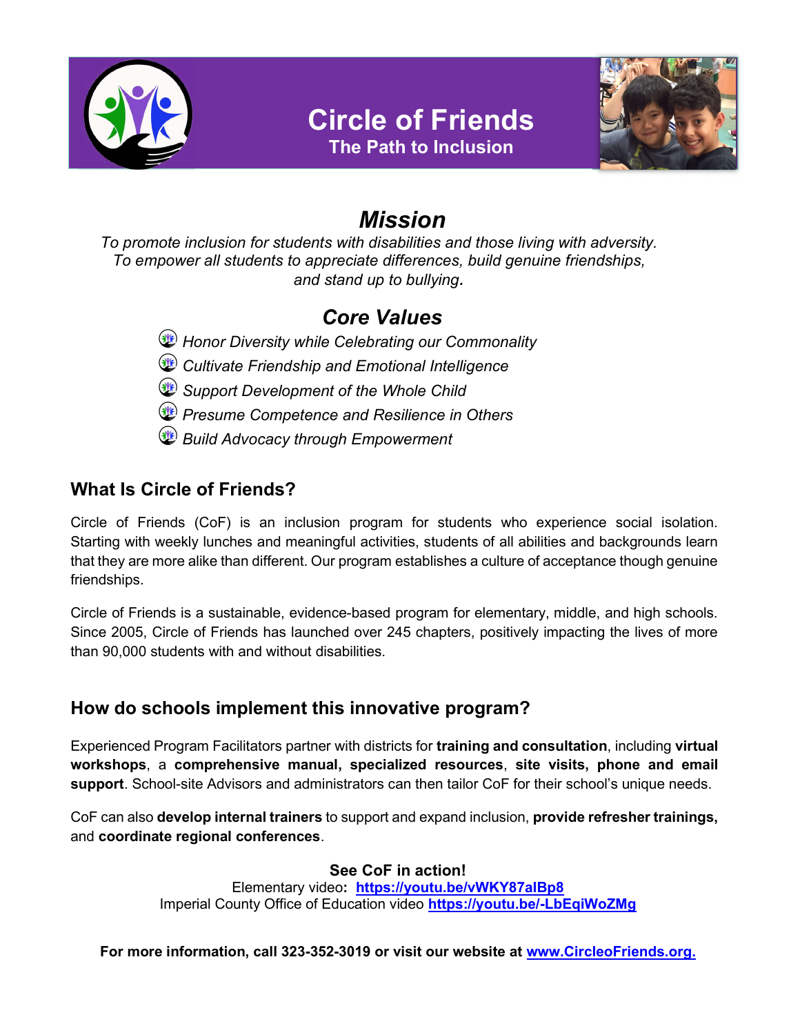# Circle of Friends

**The Path to Inclusion**

## *Mission*

*To promote inclusion for students with disabilities and those living with adversity. To empower all students to appreciate differences, build genuine friendships, and stand up to bullying.*

## *Core Values*

- *Honor Diversity while Celebrating our Commonality*
- *Cultivate Friendship and Emotional Intelligence*
- *Support Development of the Whole Child*
- *Presume Competence and Resilience in Others*
- *Build Advocacy through Empowerment*

## What Is Circle of Friends?

Circle of Friends (CoF) is an inclusion program for students who experience social isolation. Starting with weekly lunches and meaningful activities, students of all abilities and backgrounds learn that they are more alike than different. Our program establishes a culture of acceptance though genuine friendships.

Circle of Friends is a sustainable, evidence-based program for elementary, middle, and high schools. Since 2005, Circle of Friends has launched over 245 chapters, positively impacting the lives of more than 90,000 students with and without disabilities.

## How do schools implement this innovative program?

Experienced Program Facilitators partner with districts for **training and consultation**, including **virtual workshops**, a **comprehensive manual, specialized resources**, **site visits, phone and email support**. School-site Advisors and administrators can then tailor CoF for their school's unique needs.

CoF can also **develop internal trainers** to support and expand inclusion, **provide refresher trainings,** and **coordinate regional conferences**.

**See CoF in action!**

Elementary video**:** **https://youtu.be/vWKY87aIBp8**

Imperial County Office of Education video **https://youtu.be/-LbEqiWoZMg**

**For more information, call 323-352-3019 or visit our website at www.CircleoFriends.org.**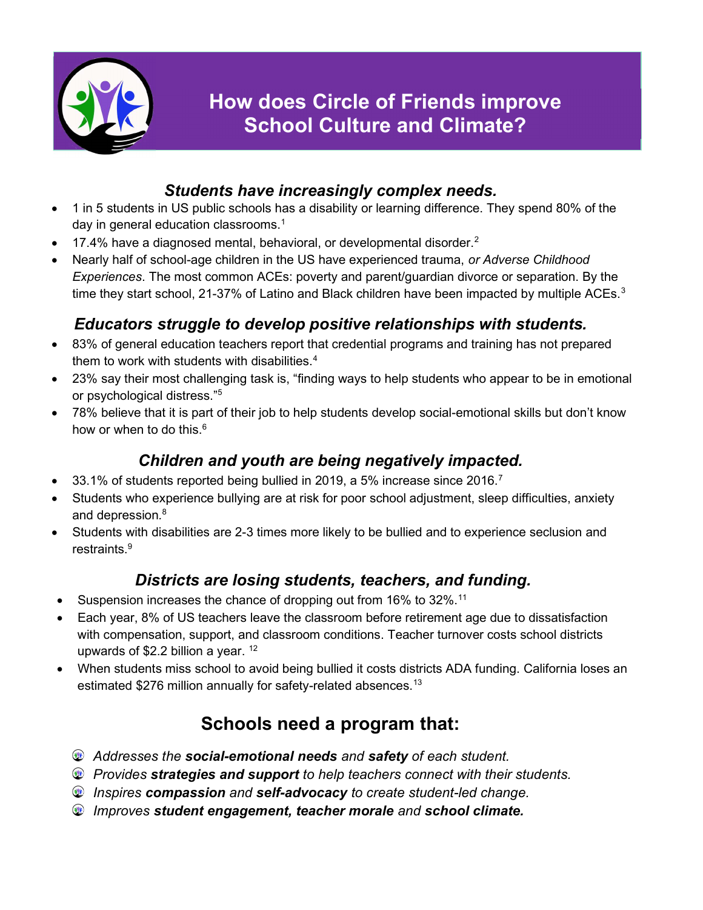# How does Circle of Friends improve School Culture and Climate?

### *Students have increasingly complex needs.*

- 1 in 5 students in US public schools has a disability or learning difference. They spend 80% of the day in general education classrooms.[1]
- 17.4% have a diagnosed mental, behavioral, or developmental disorder.[2]
- Nearly half of school-age children in the US have experienced trauma, *or Adverse Childhood Experiences*. The most common ACEs: poverty and parent/guardian divorce or separation. By the time they start school, 21-37% of Latino and Black children have been impacted by multiple ACEs.[3]

### *Educators struggle to develop positive relationships with students.*

- 83% of general education teachers report that credential programs and training has not prepared them to work with students with disabilities.[4]
- 23% say their most challenging task is, "finding ways to help students who appear to be in emotional or psychological distress."[5]
- 78% believe that it is part of their job to help students develop social-emotional skills but don't know how or when to do this.[6]

### *Children and youth are being negatively impacted.*

- 33.1% of students reported being bullied in 2019, a 5% increase since 2016.[7]
- Students who experience bullying are at risk for poor school adjustment, sleep difficulties, anxiety and depression.[8]
- Students with disabilities are 2-3 times more likely to be bullied and to experience seclusion and restraints.[9]

### *Districts are losing students, teachers, and funding.*

- Suspension increases the chance of dropping out from 16% to 32%.[11]
- Each year, 8% of US teachers leave the classroom before retirement age due to dissatisfaction with compensation, support, and classroom conditions. Teacher turnover costs school districts upwards of $2.2 billion a year. [12]
- When students miss school to avoid being bullied it costs districts ADA funding. California loses an estimated $276 million annually for safety-related absences.[13]

## Schools need a program that:

- *Addresses the **social-emotional needs** and **safety** of each student.*
- *Provides **strategies and support** to help teachers connect with their students.*
- *Inspires **compassion** and **self-advocacy** to create student-led change.*
- *Improves **student engagement, teacher morale** and **school climate.***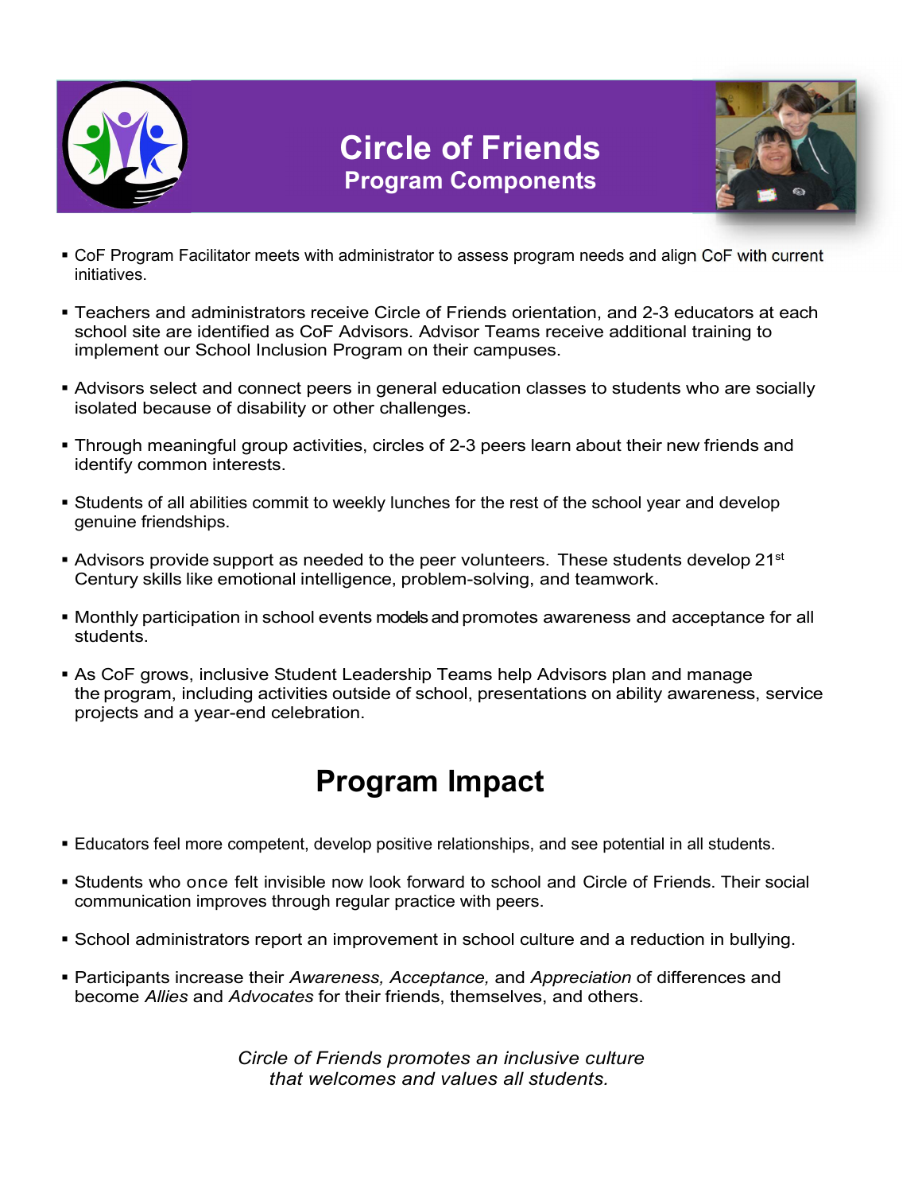# Circle of Friends

## Program Components

- CoF Program Facilitator meets with administrator to assess program needs and align CoF with current initiatives.
- Teachers and administrators receive Circle of Friends orientation, and 2-3 educators at each school site are identified as CoF Advisors. Advisor Teams receive additional training to implement our School Inclusion Program on their campuses.
- Advisors select and connect peers in general education classes to students who are socially isolated because of disability or other challenges.
- Through meaningful group activities, circles of 2-3 peers learn about their new friends and identify common interests.
- Students of all abilities commit to weekly lunches for the rest of the school year and develop genuine friendships.
- Advisors provide support as needed to the peer volunteers. These students develop 21st Century skills like emotional intelligence, problem-solving, and teamwork.
- Monthly participation in school events models and promotes awareness and acceptance for all students.
- As CoF grows, inclusive Student Leadership Teams help Advisors plan and manage the program, including activities outside of school, presentations on ability awareness, service projects and a year-end celebration.

## Program Impact

- Educators feel more competent, develop positive relationships, and see potential in all students.
- Students who once felt invisible now look forward to school and Circle of Friends. Their social communication improves through regular practice with peers.
- School administrators report an improvement in school culture and a reduction in bullying.
- Participants increase their *Awareness, Acceptance,* and *Appreciation* of differences and become *Allies* and *Advocates* for their friends, themselves, and others.

*Circle of Friends promotes an inclusive culture that welcomes and values all students.*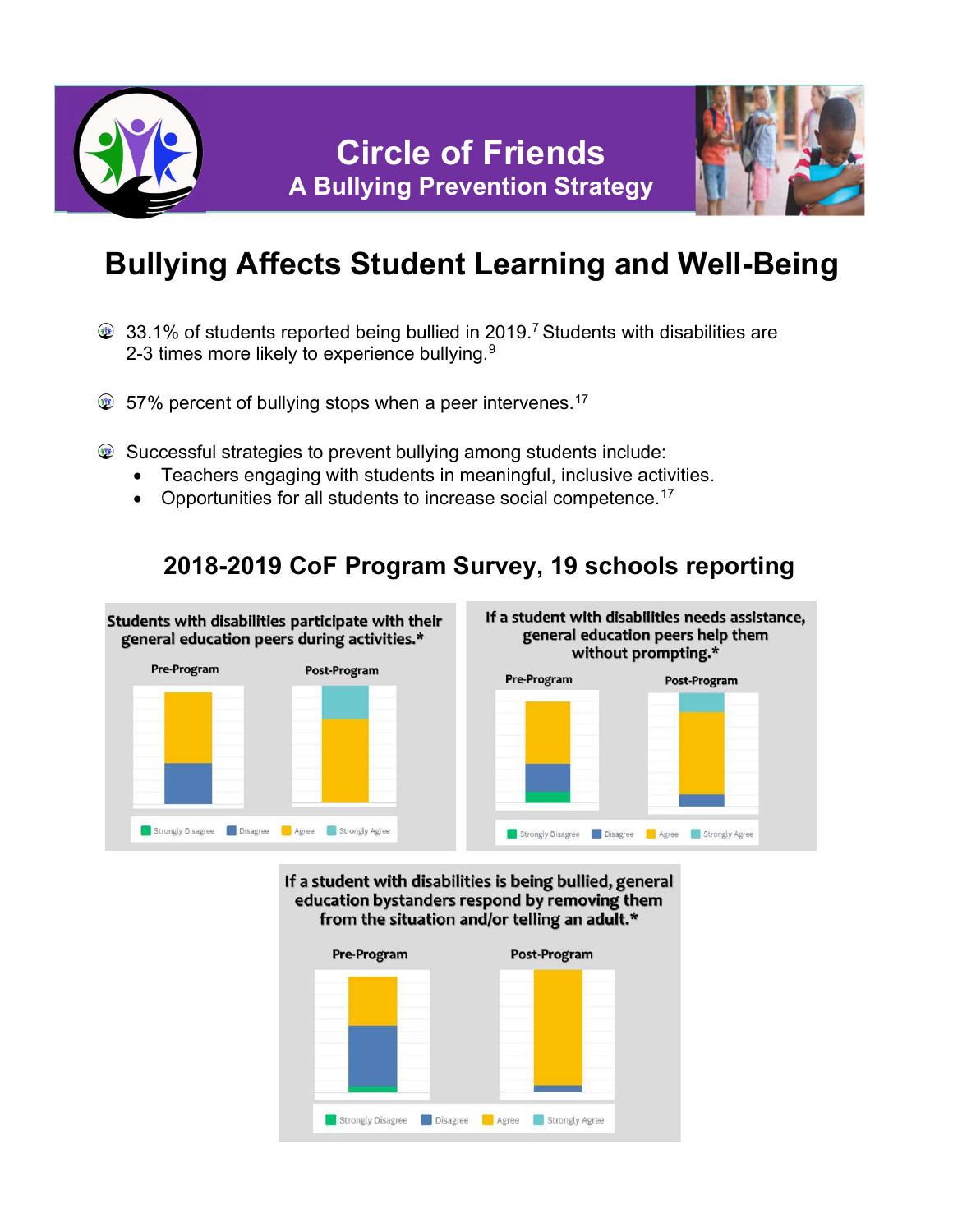# Circle of Friends

## A Bullying Prevention Strategy

# Bullying Affects Student Learning and Well-Being

- 33.1% of students reported being bullied in 2019.[7] Students with disabilities are 2-3 times more likely to experience bullying.[9]

- 57% percent of bullying stops when a peer intervenes.[17]

- Successful strategies to prevent bullying among students include:
  - Teachers engaging with students in meaningful, inclusive activities.
  - Opportunities for all students to increase social competence.[17]

## 2018-2019 CoF Program Survey, 19 schools reporting

**Students with disabilities participate with their general education peers during activities.***

Pre-Program | Post-Program

Strongly Disagree | Disagree | Agree | Strongly Agree

**If a student with disabilities needs assistance, general education peers help them without prompting.***

Pre-Program | Post-Program

Strongly Disagree | Disagree | Agree | Strongly Agree

**If a student with disabilities is being bullied, general education bystanders respond by removing them from the situation and/or telling an adult.***

Pre-Program | Post-Program

Strongly Disagree | Disagree | Agree | Strongly Agree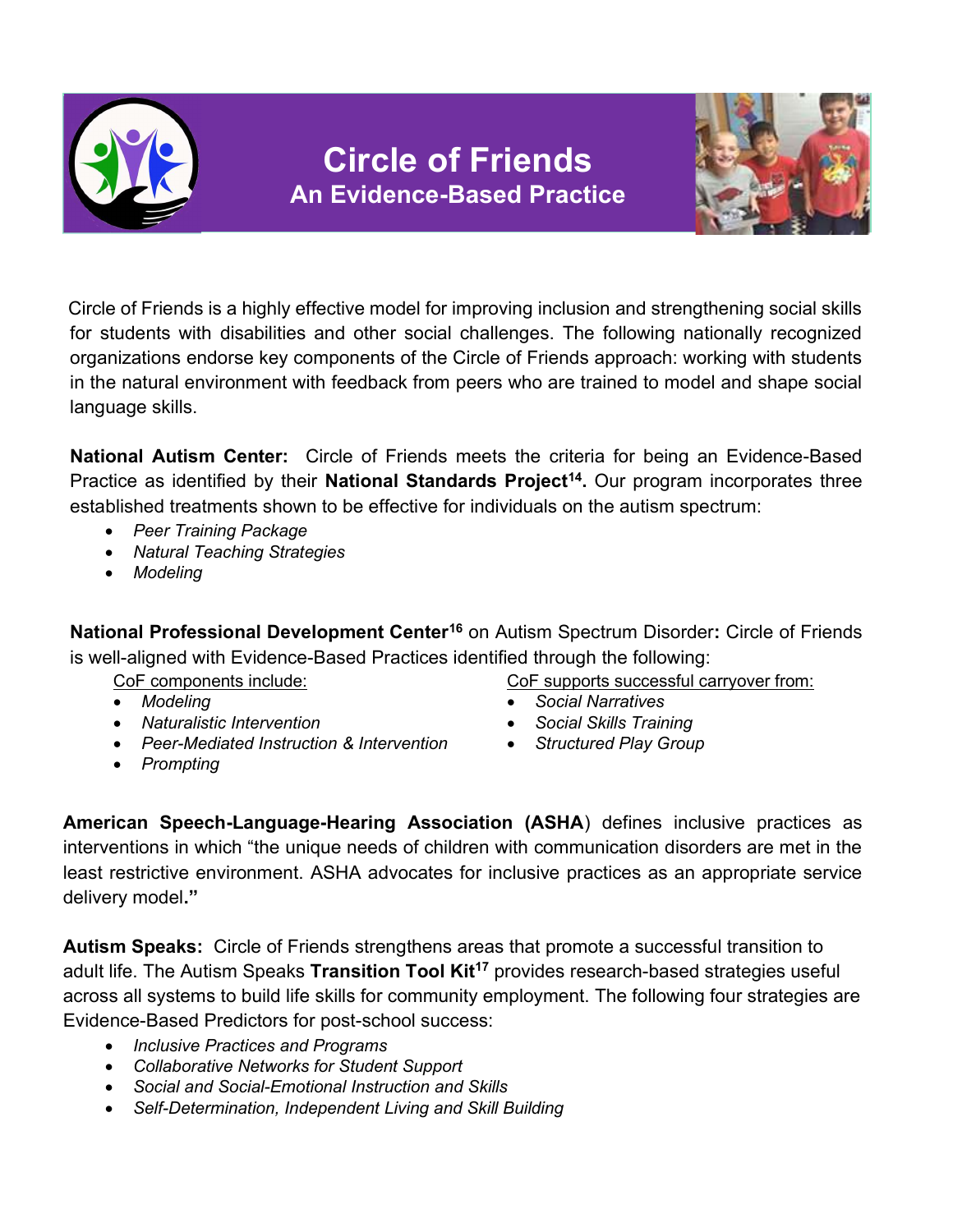# Circle of Friends
## An Evidence-Based Practice

Circle of Friends is a highly effective model for improving inclusion and strengthening social skills for students with disabilities and other social challenges. The following nationally recognized organizations endorse key components of the Circle of Friends approach: working with students in the natural environment with feedback from peers who are trained to model and shape social language skills.

**National Autism Center:** Circle of Friends meets the criteria for being an Evidence-Based Practice as identified by their **National Standards Project**[14]**.** Our program incorporates three established treatments shown to be effective for individuals on the autism spectrum:

- *Peer Training Package*
- *Natural Teaching Strategies*
- *Modeling*

**National Professional Development Center**[16] on Autism Spectrum Disorder**:** Circle of Friends is well-aligned with Evidence-Based Practices identified through the following:

CoF components include:

- *Modeling*
- *Naturalistic Intervention*
- *Peer-Mediated Instruction & Intervention*
- *Prompting*

CoF supports successful carryover from:

- *Social Narratives*
- *Social Skills Training*
- *Structured Play Group*

**American Speech-Language-Hearing Association (ASHA**) defines inclusive practices as interventions in which "the unique needs of children with communication disorders are met in the least restrictive environment. ASHA advocates for inclusive practices as an appropriate service delivery model**."**

**Autism Speaks:** Circle of Friends strengthens areas that promote a successful transition to adult life. The Autism Speaks **Transition Tool Kit**[17] provides research-based strategies useful across all systems to build life skills for community employment. The following four strategies are Evidence-Based Predictors for post-school success:

- *Inclusive Practices and Programs*
- *Collaborative Networks for Student Support*
- *Social and Social-Emotional Instruction and Skills*
- *Self-Determination, Independent Living and Skill Building*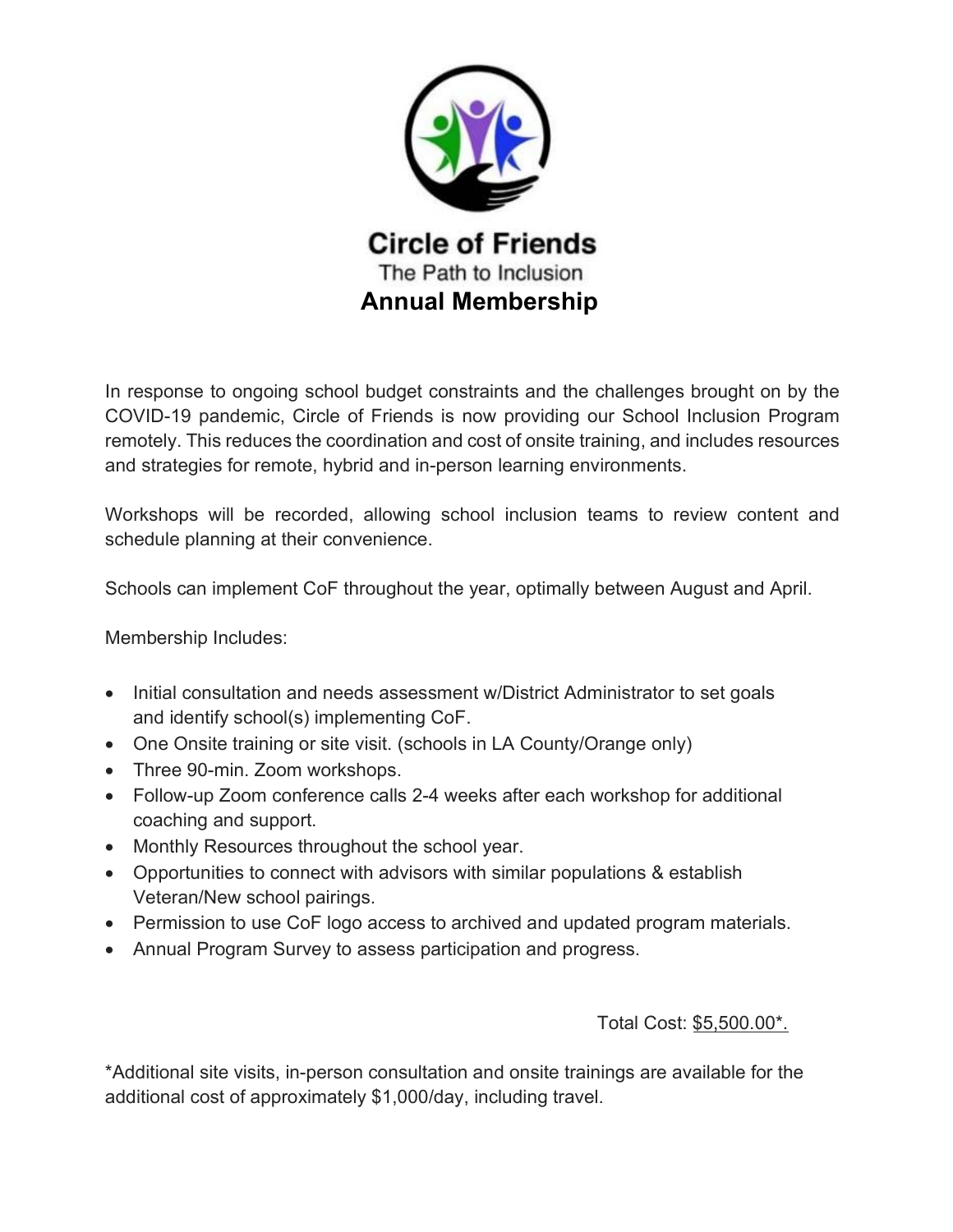# Circle of Friends

The Path to Inclusion

## Annual Membership

In response to ongoing school budget constraints and the challenges brought on by the COVID-19 pandemic, Circle of Friends is now providing our School Inclusion Program remotely. This reduces the coordination and cost of onsite training, and includes resources and strategies for remote, hybrid and in-person learning environments.

Workshops will be recorded, allowing school inclusion teams to review content and schedule planning at their convenience.

Schools can implement CoF throughout the year, optimally between August and April.

Membership Includes:

- Initial consultation and needs assessment w/District Administrator to set goals and identify school(s) implementing CoF.
- One Onsite training or site visit. (schools in LA County/Orange only)
- Three 90-min. Zoom workshops.
- Follow-up Zoom conference calls 2-4 weeks after each workshop for additional coaching and support.
- Monthly Resources throughout the school year.
- Opportunities to connect with advisors with similar populations & establish Veteran/New school pairings.
- Permission to use CoF logo access to archived and updated program materials.
- Annual Program Survey to assess participation and progress.

Total Cost: $5,500.00*.

*Additional site visits, in-person consultation and onsite trainings are available for the additional cost of approximately $1,000/day, including travel.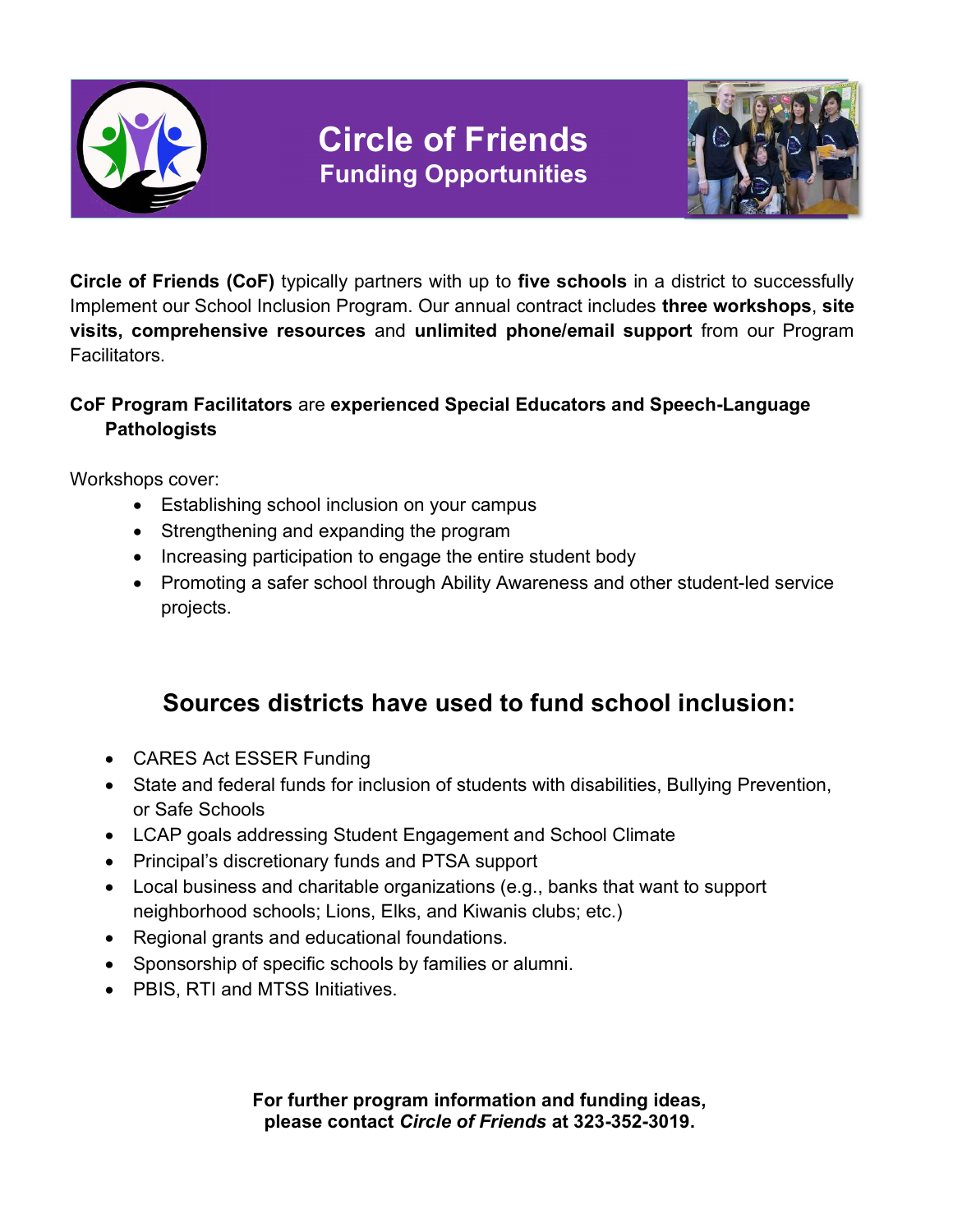# Circle of Friends

## Funding Opportunities

**Circle of Friends (CoF)** typically partners with up to **five schools** in a district to successfully Implement our School Inclusion Program. Our annual contract includes **three workshops**, **site visits, comprehensive resources** and **unlimited phone/email support** from our Program Facilitators.

**CoF Program Facilitators** are **experienced Special Educators and Speech-Language Pathologists**

Workshops cover:

- Establishing school inclusion on your campus
- Strengthening and expanding the program
- Increasing participation to engage the entire student body
- Promoting a safer school through Ability Awareness and other student-led service projects.

## Sources districts have used to fund school inclusion:

- CARES Act ESSER Funding
- State and federal funds for inclusion of students with disabilities, Bullying Prevention, or Safe Schools
- LCAP goals addressing Student Engagement and School Climate
- Principal's discretionary funds and PTSA support
- Local business and charitable organizations (e.g., banks that want to support neighborhood schools; Lions, Elks, and Kiwanis clubs; etc.)
- Regional grants and educational foundations.
- Sponsorship of specific schools by families or alumni.
- PBIS, RTI and MTSS Initiatives.

**For further program information and funding ideas, please contact *Circle of Friends* at 323-352-3019.**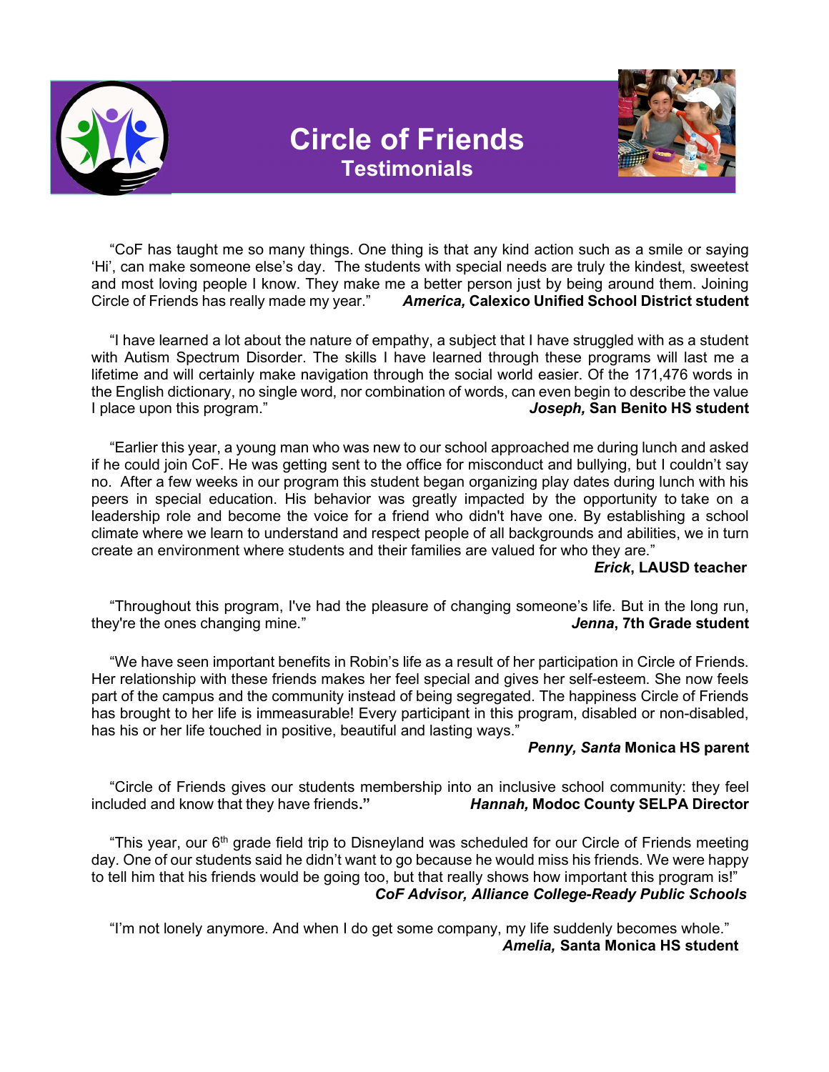# Circle of Friends

## Testimonials

"CoF has taught me so many things. One thing is that any kind action such as a smile or saying 'Hi', can make someone else's day. The students with special needs are truly the kindest, sweetest and most loving people I know. They make me a better person just by being around them. Joining Circle of Friends has really made my year." ***America,* Calexico Unified School District student**

"I have learned a lot about the nature of empathy, a subject that I have struggled with as a student with Autism Spectrum Disorder. The skills I have learned through these programs will last me a lifetime and will certainly make navigation through the social world easier. Of the 171,476 words in the English dictionary, no single word, nor combination of words, can even begin to describe the value I place upon this program." ***Joseph,* San Benito HS student**

"Earlier this year, a young man who was new to our school approached me during lunch and asked if he could join CoF. He was getting sent to the office for misconduct and bullying, but I couldn't say no. After a few weeks in our program this student began organizing play dates during lunch with his peers in special education. His behavior was greatly impacted by the opportunity to take on a leadership role and become the voice for a friend who didn't have one. By establishing a school climate where we learn to understand and respect people of all backgrounds and abilities, we in turn create an environment where students and their families are valued for who they are."

***Erick*, LAUSD teacher**

"Throughout this program, I've had the pleasure of changing someone's life. But in the long run, they're the ones changing mine." ***Jenna*, 7th Grade student**

"We have seen important benefits in Robin's life as a result of her participation in Circle of Friends. Her relationship with these friends makes her feel special and gives her self-esteem. She now feels part of the campus and the community instead of being segregated. The happiness Circle of Friends has brought to her life is immeasurable! Every participant in this program, disabled or non-disabled, has his or her life touched in positive, beautiful and lasting ways."

***Penny, Santa* Monica HS parent**

"Circle of Friends gives our students membership into an inclusive school community: they feel included and know that they have friends." ***Hannah,* Modoc County SELPA Director**

"This year, our 6th grade field trip to Disneyland was scheduled for our Circle of Friends meeting day. One of our students said he didn't want to go because he would miss his friends. We were happy to tell him that his friends would be going too, but that really shows how important this program is!"

***CoF Advisor, Alliance College-Ready Public Schools***

"I'm not lonely anymore. And when I do get some company, my life suddenly becomes whole."

***Amelia,* Santa Monica HS student**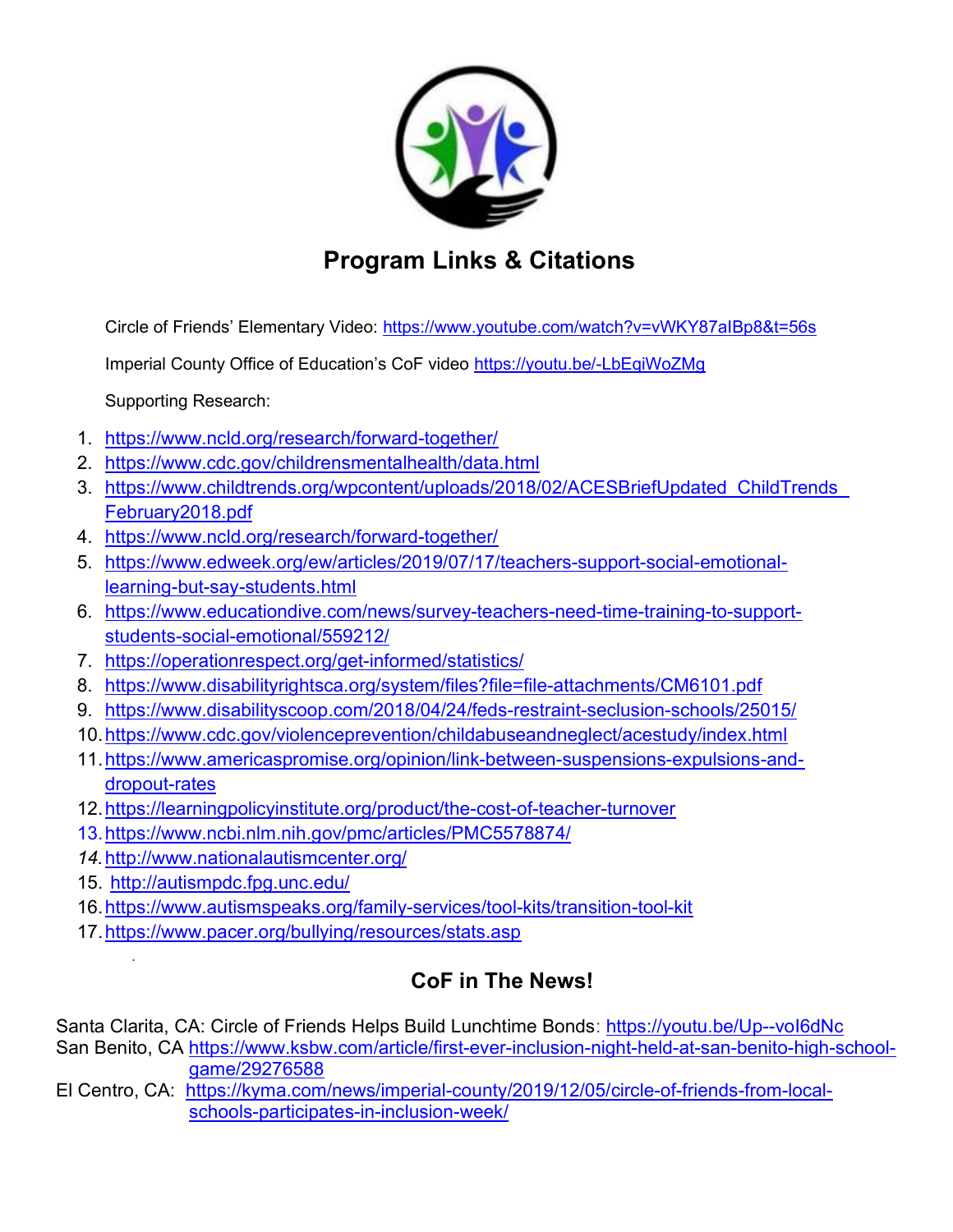## Program Links & Citations

Circle of Friends' Elementary Video: https://www.youtube.com/watch?v=vWKY87aIBp8&t=56s

Imperial County Office of Education's CoF video https://youtu.be/-LbEqiWoZMg

Supporting Research:

1. https://www.ncld.org/research/forward-together/
2. https://www.cdc.gov/childrensmentalhealth/data.html
3. https://www.childtrends.org/wpcontent/uploads/2018/02/ACESBriefUpdated_ChildTrends_February2018.pdf
4. https://www.ncld.org/research/forward-together/
5. https://www.edweek.org/ew/articles/2019/07/17/teachers-support-social-emotional-learning-but-say-students.html
6. https://www.educationdive.com/news/survey-teachers-need-time-training-to-support-students-social-emotional/559212/
7. https://operationrespect.org/get-informed/statistics/
8. https://www.disabilityrightsca.org/system/files?file=file-attachments/CM6101.pdf
9. https://www.disabilityscoop.com/2018/04/24/feds-restraint-seclusion-schools/25015/
10. https://www.cdc.gov/violenceprevention/childabuseandneglect/acestudy/index.html
11. https://www.americaspromise.org/opinion/link-between-suspensions-expulsions-and-dropout-rates
12. https://learningpolicyinstitute.org/product/the-cost-of-teacher-turnover
13. https://www.ncbi.nlm.nih.gov/pmc/articles/PMC5578874/
14. http://www.nationalautismcenter.org/
15. http://autismpdc.fpg.unc.edu/
16. https://www.autismspeaks.org/family-services/tool-kits/transition-tool-kit
17. https://www.pacer.org/bullying/resources/stats.asp

## CoF in The News!

Santa Clarita, CA: Circle of Friends Helps Build Lunchtime Bonds: https://youtu.be/Up--voI6dNc
San Benito, CA https://www.ksbw.com/article/first-ever-inclusion-night-held-at-san-benito-high-school-game/29276588
El Centro, CA: https://kyma.com/news/imperial-county/2019/12/05/circle-of-friends-from-local-schools-participates-in-inclusion-week/